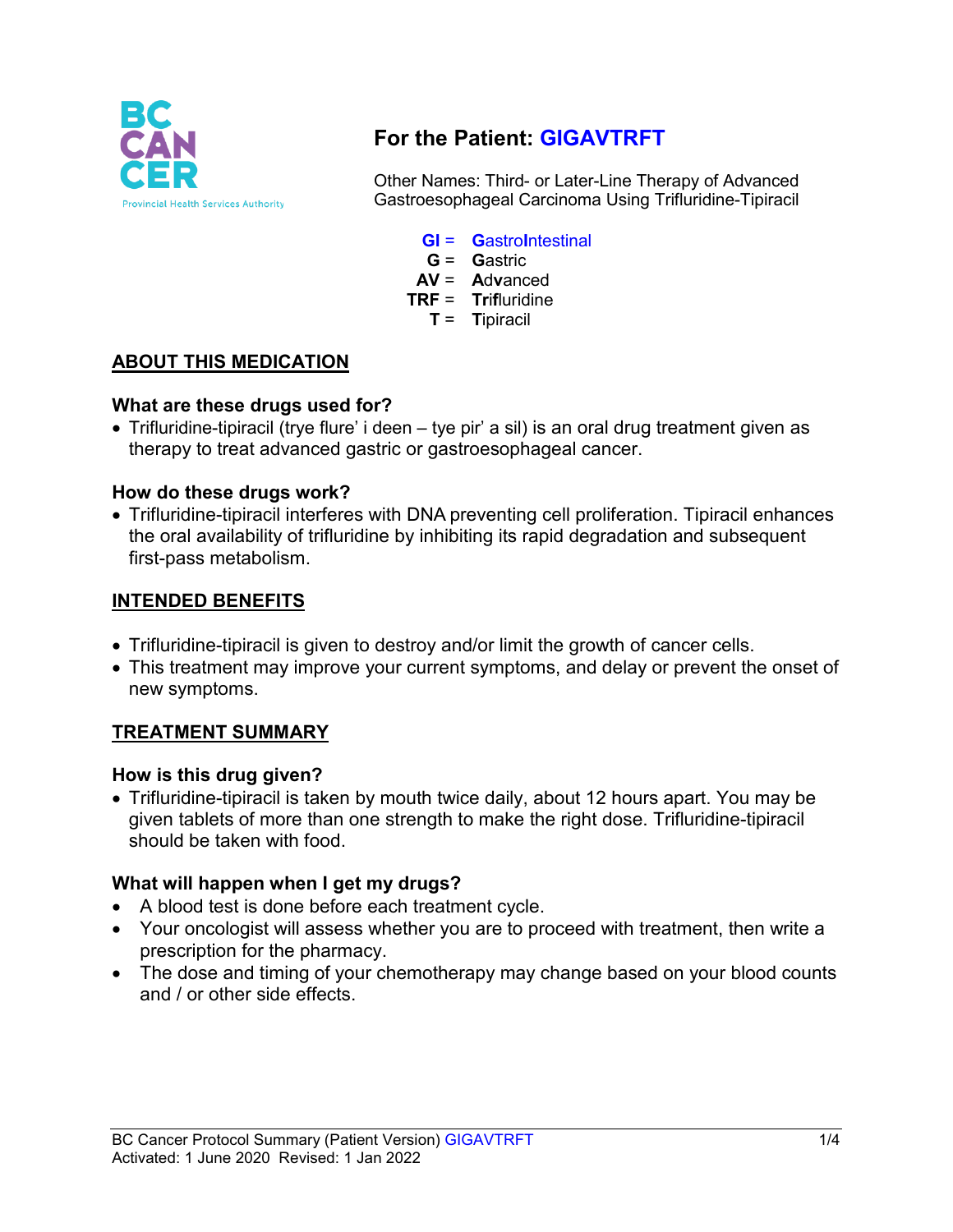# For the Patient: GIGAVTRFT

Other Names: Third- or Later-Line Therapy of Advanced Gastroesophageal Carcinoma Using Trifluridine-Tipiracil

**GI** = **G**astro**I**ntestinal
**G** = **G**astric
**AV** = **A**d**v**anced
**TRF** = **Trif**luridine
**T** = **T**ipiracil

## ABOUT THIS MEDICATION

### What are these drugs used for?

- Trifluridine-tipiracil (trye flure' i deen – tye pir' a sil) is an oral drug treatment given as therapy to treat advanced gastric or gastroesophageal cancer.

### How do these drugs work?

- Trifluridine-tipiracil interferes with DNA preventing cell proliferation. Tipiracil enhances the oral availability of trifluridine by inhibiting its rapid degradation and subsequent first-pass metabolism.

## INTENDED BENEFITS

- Trifluridine-tipiracil is given to destroy and/or limit the growth of cancer cells.
- This treatment may improve your current symptoms, and delay or prevent the onset of new symptoms.

## TREATMENT SUMMARY

### How is this drug given?

- Trifluridine-tipiracil is taken by mouth twice daily, about 12 hours apart. You may be given tablets of more than one strength to make the right dose. Trifluridine-tipiracil should be taken with food.

### What will happen when I get my drugs?

- A blood test is done before each treatment cycle.
- Your oncologist will assess whether you are to proceed with treatment, then write a prescription for the pharmacy.
- The dose and timing of your chemotherapy may change based on your blood counts and / or other side effects.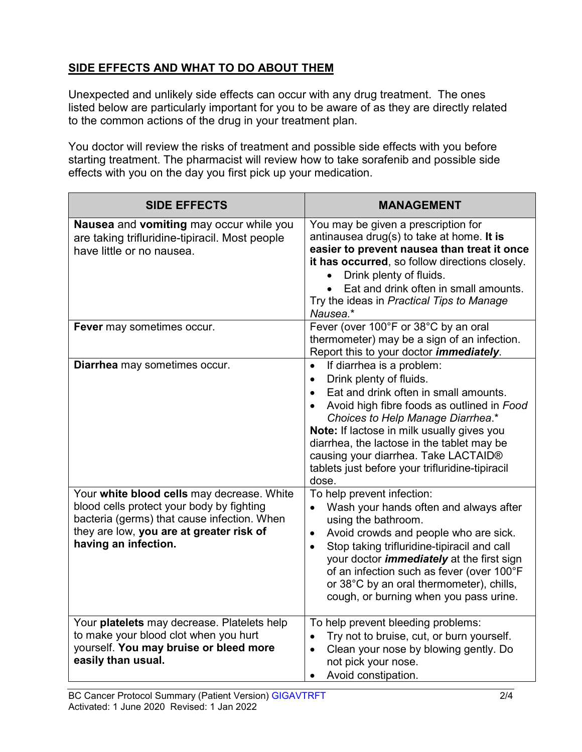## SIDE EFFECTS AND WHAT TO DO ABOUT THEM

Unexpected and unlikely side effects can occur with any drug treatment. The ones listed below are particularly important for you to be aware of as they are directly related to the common actions of the drug in your treatment plan.

You doctor will review the risks of treatment and possible side effects with you before starting treatment. The pharmacist will review how to take sorafenib and possible side effects with you on the day you first pick up your medication.

| SIDE EFFECTS | MANAGEMENT |
|---|---|
| **Nausea** and **vomiting** may occur while you are taking trifluridine-tipiracil. Most people have little or no nausea. | You may be given a prescription for antinausea drug(s) to take at home. **It is easier to prevent nausea than treat it once it has occurred**, so follow directions closely.<br>• Drink plenty of fluids.<br>• Eat and drink often in small amounts.<br>Try the ideas in *Practical Tips to Manage Nausea.\** |
| **Fever** may sometimes occur. | Fever (over 100°F or 38°C by an oral thermometer) may be a sign of an infection. Report this to your doctor ***immediately***. |
| **Diarrhea** may sometimes occur. | • If diarrhea is a problem:<br>• Drink plenty of fluids.<br>• Eat and drink often in small amounts.<br>• Avoid high fibre foods as outlined in *Food Choices to Help Manage Diarrhea*.\*<br>**Note:** If lactose in milk usually gives you diarrhea, the lactose in the tablet may be causing your diarrhea. Take LACTAID® tablets just before your trifluridine-tipiracil dose. |
| Your **white blood cells** may decrease. White blood cells protect your body by fighting bacteria (germs) that cause infection. When they are low, **you are at greater risk of having an infection.** | To help prevent infection:<br>• Wash your hands often and always after using the bathroom.<br>• Avoid crowds and people who are sick.<br>• Stop taking trifluridine-tipiracil and call your doctor ***immediately*** at the first sign of an infection such as fever (over 100°F or 38°C by an oral thermometer), chills, cough, or burning when you pass urine. |
| Your **platelets** may decrease. Platelets help to make your blood clot when you hurt yourself. **You may bruise or bleed more easily than usual.** | To help prevent bleeding problems:<br>• Try not to bruise, cut, or burn yourself.<br>• Clean your nose by blowing gently. Do not pick your nose.<br>• Avoid constipation. |

BC Cancer Protocol Summary (Patient Version) GIGAVTRFT
Activated: 1 June 2020 Revised: 1 Jan 2022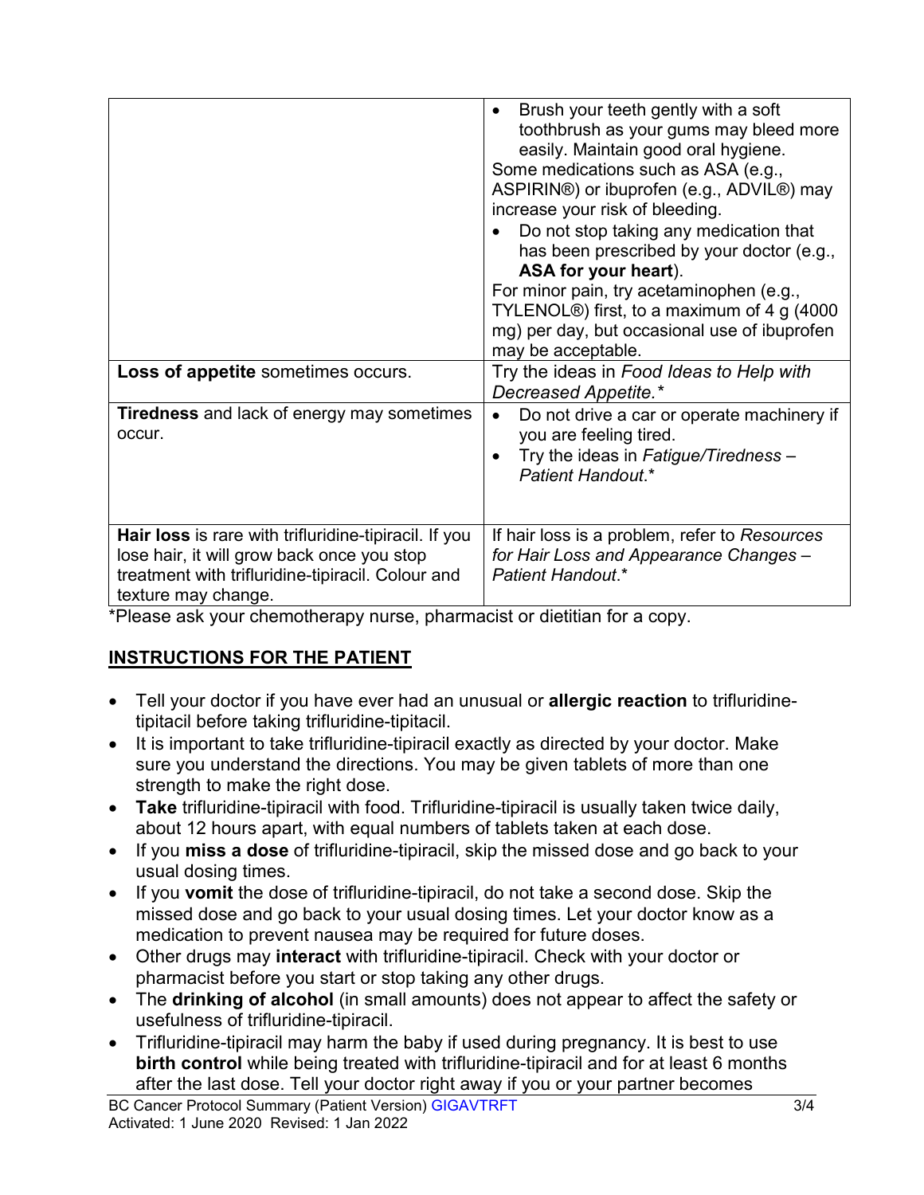| | |
|---|---|
| | • Brush your teeth gently with a soft toothbrush as your gums may bleed more easily. Maintain good oral hygiene.<br>Some medications such as ASA (e.g., ASPIRIN®) or ibuprofen (e.g., ADVIL®) may increase your risk of bleeding.<br>• Do not stop taking any medication that has been prescribed by your doctor (e.g., **ASA for your heart**).<br>For minor pain, try acetaminophen (e.g., TYLENOL®) first, to a maximum of 4 g (4000 mg) per day, but occasional use of ibuprofen may be acceptable. |
| **Loss of appetite** sometimes occurs. | Try the ideas in *Food Ideas to Help with Decreased Appetite.** |
| **Tiredness** and lack of energy may sometimes occur. | • Do not drive a car or operate machinery if you are feeling tired.<br>• Try the ideas in *Fatigue/Tiredness – Patient Handout*.* |
| **Hair loss** is rare with trifluridine-tipiracil. If you lose hair, it will grow back once you stop treatment with trifluridine-tipiracil. Colour and texture may change. | If hair loss is a problem, refer to *Resources for Hair Loss and Appearance Changes – Patient Handout*.* |

*Please ask your chemotherapy nurse, pharmacist or dietitian for a copy.

## INSTRUCTIONS FOR THE PATIENT

- Tell your doctor if you have ever had an unusual or **allergic reaction** to trifluridine-tipitacil before taking trifluridine-tipitacil.
- It is important to take trifluridine-tipiracil exactly as directed by your doctor. Make sure you understand the directions. You may be given tablets of more than one strength to make the right dose.
- **Take** trifluridine-tipiracil with food. Trifluridine-tipiracil is usually taken twice daily, about 12 hours apart, with equal numbers of tablets taken at each dose.
- If you **miss a dose** of trifluridine-tipiracil, skip the missed dose and go back to your usual dosing times.
- If you **vomit** the dose of trifluridine-tipiracil, do not take a second dose. Skip the missed dose and go back to your usual dosing times. Let your doctor know as a medication to prevent nausea may be required for future doses.
- Other drugs may **interact** with trifluridine-tipiracil. Check with your doctor or pharmacist before you start or stop taking any other drugs.
- The **drinking of alcohol** (in small amounts) does not appear to affect the safety or usefulness of trifluridine-tipiracil.
- Trifluridine-tipiracil may harm the baby if used during pregnancy. It is best to use **birth control** while being treated with trifluridine-tipiracil and for at least 6 months after the last dose. Tell your doctor right away if you or your partner becomes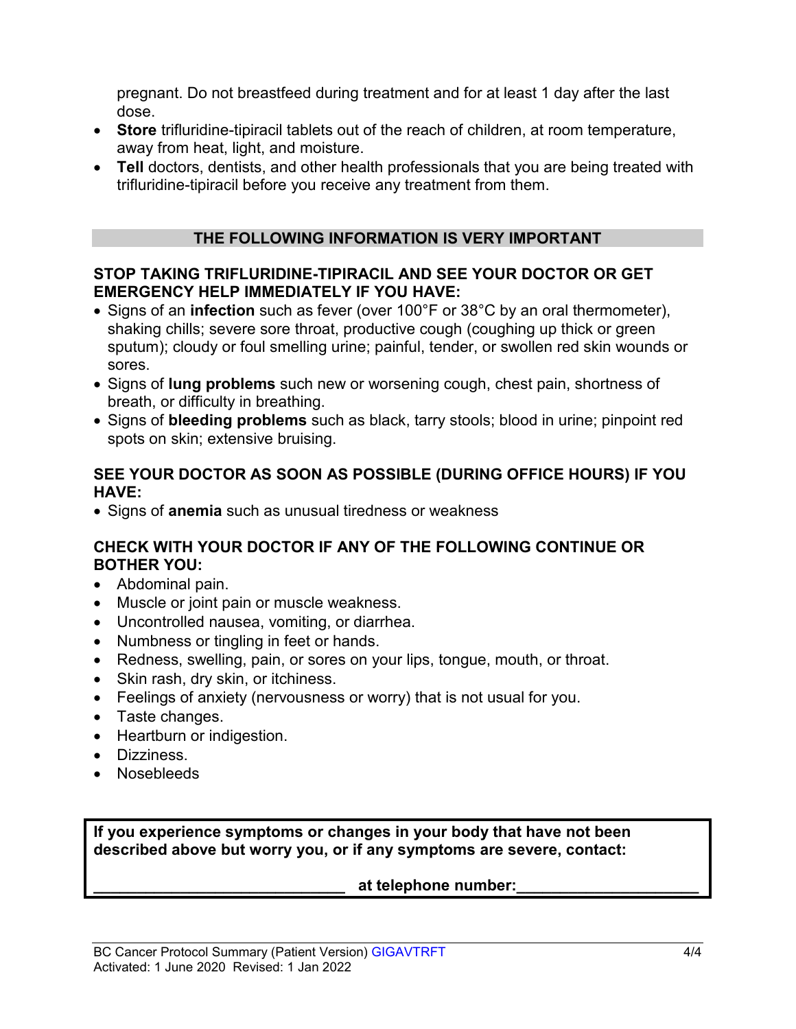pregnant. Do not breastfeed during treatment and for at least 1 day after the last dose.
- **Store** trifluridine-tipiracil tablets out of the reach of children, at room temperature, away from heat, light, and moisture.
- **Tell** doctors, dentists, and other health professionals that you are being treated with trifluridine-tipiracil before you receive any treatment from them.

## THE FOLLOWING INFORMATION IS VERY IMPORTANT

**STOP TAKING TRIFLURIDINE-TIPIRACIL AND SEE YOUR DOCTOR OR GET EMERGENCY HELP IMMEDIATELY IF YOU HAVE:**

- Signs of an **infection** such as fever (over 100°F or 38°C by an oral thermometer), shaking chills; severe sore throat, productive cough (coughing up thick or green sputum); cloudy or foul smelling urine; painful, tender, or swollen red skin wounds or sores.
- Signs of **lung problems** such new or worsening cough, chest pain, shortness of breath, or difficulty in breathing.
- Signs of **bleeding problems** such as black, tarry stools; blood in urine; pinpoint red spots on skin; extensive bruising.

**SEE YOUR DOCTOR AS SOON AS POSSIBLE (DURING OFFICE HOURS) IF YOU HAVE:**

- Signs of **anemia** such as unusual tiredness or weakness

**CHECK WITH YOUR DOCTOR IF ANY OF THE FOLLOWING CONTINUE OR BOTHER YOU:**

- Abdominal pain.
- Muscle or joint pain or muscle weakness.
- Uncontrolled nausea, vomiting, or diarrhea.
- Numbness or tingling in feet or hands.
- Redness, swelling, pain, or sores on your lips, tongue, mouth, or throat.
- Skin rash, dry skin, or itchiness.
- Feelings of anxiety (nervousness or worry) that is not usual for you.
- Taste changes.
- Heartburn or indigestion.
- Dizziness.
- Nosebleeds

**If you experience symptoms or changes in your body that have not been described above but worry you, or if any symptoms are severe, contact:**

**_____________________________ at telephone number:____________________**

BC Cancer Protocol Summary (Patient Version) GIGAVTRFT
Activated: 1 June 2020 Revised: 1 Jan 2022